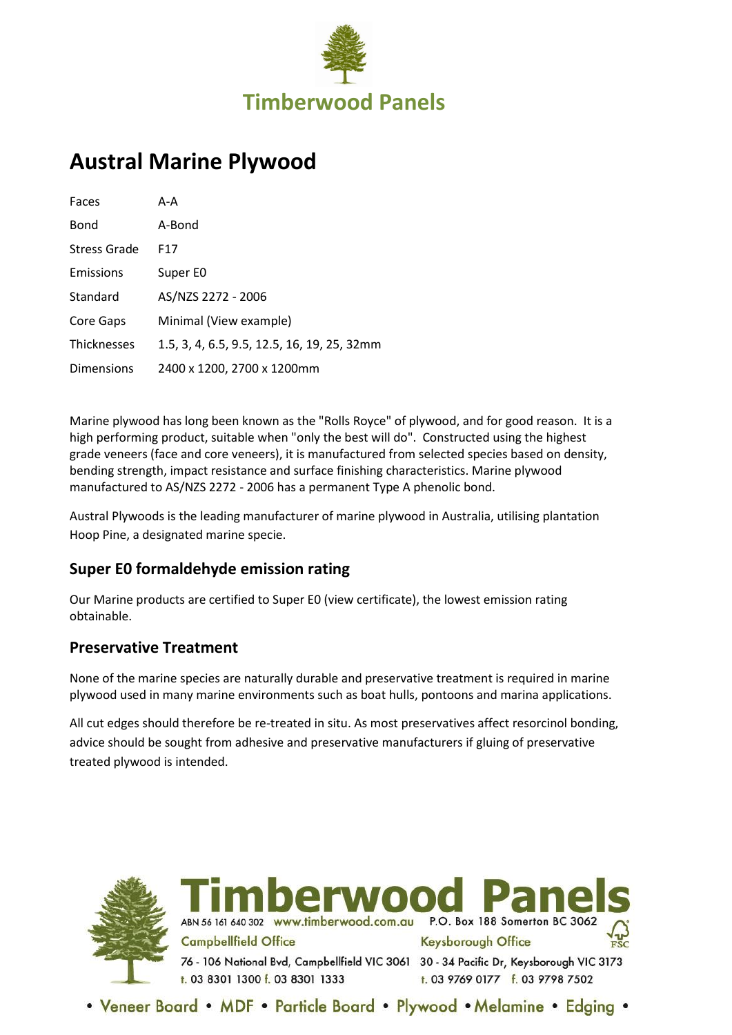# Timberwood Panels

## Austral Marine Plywood

| | |
|---|---|
| Faces | A-A |
| Bond | A-Bond |
| Stress Grade | F17 |
| Emissions | Super E0 |
| Standard | AS/NZS 2272 - 2006 |
| Core Gaps | Minimal (View example) |
| Thicknesses | 1.5, 3, 4, 6.5, 9.5, 12.5, 16, 19, 25, 32mm |
| Dimensions | 2400 x 1200, 2700 x 1200mm |

Marine plywood has long been known as the "Rolls Royce" of plywood, and for good reason. It is a high performing product, suitable when "only the best will do". Constructed using the highest grade veneers (face and core veneers), it is manufactured from selected species based on density, bending strength, impact resistance and surface finishing characteristics. Marine plywood manufactured to AS/NZS 2272 - 2006 has a permanent Type A phenolic bond.

Austral Plywoods is the leading manufacturer of marine plywood in Australia, utilising plantation Hoop Pine, a designated marine specie.

### Super E0 formaldehyde emission rating

Our Marine products are certified to Super E0 (view certificate), the lowest emission rating obtainable.

### Preservative Treatment

None of the marine species are naturally durable and preservative treatment is required in marine plywood used in many marine environments such as boat hulls, pontoons and marina applications.

All cut edges should therefore be re-treated in situ. As most preservatives affect resorcinol bonding, advice should be sought from adhesive and preservative manufacturers if gluing of preservative treated plywood is intended.

**Timberwood Panels**

ABN 56 161 640 302 www.timberwood.com.au P.O. Box 188 Somerton BC 3062

**Campbellfield Office**
76 - 106 National Bvd, Campbellfield VIC 3061
t. 03 8301 1300 f. 03 8301 1333

**Keysborough Office**
30 - 34 Pacific Dr, Keysborough VIC 3173
t. 03 9769 0177 f. 03 9798 7502

• Veneer Board • MDF • Particle Board • Plywood • Melamine • Edging •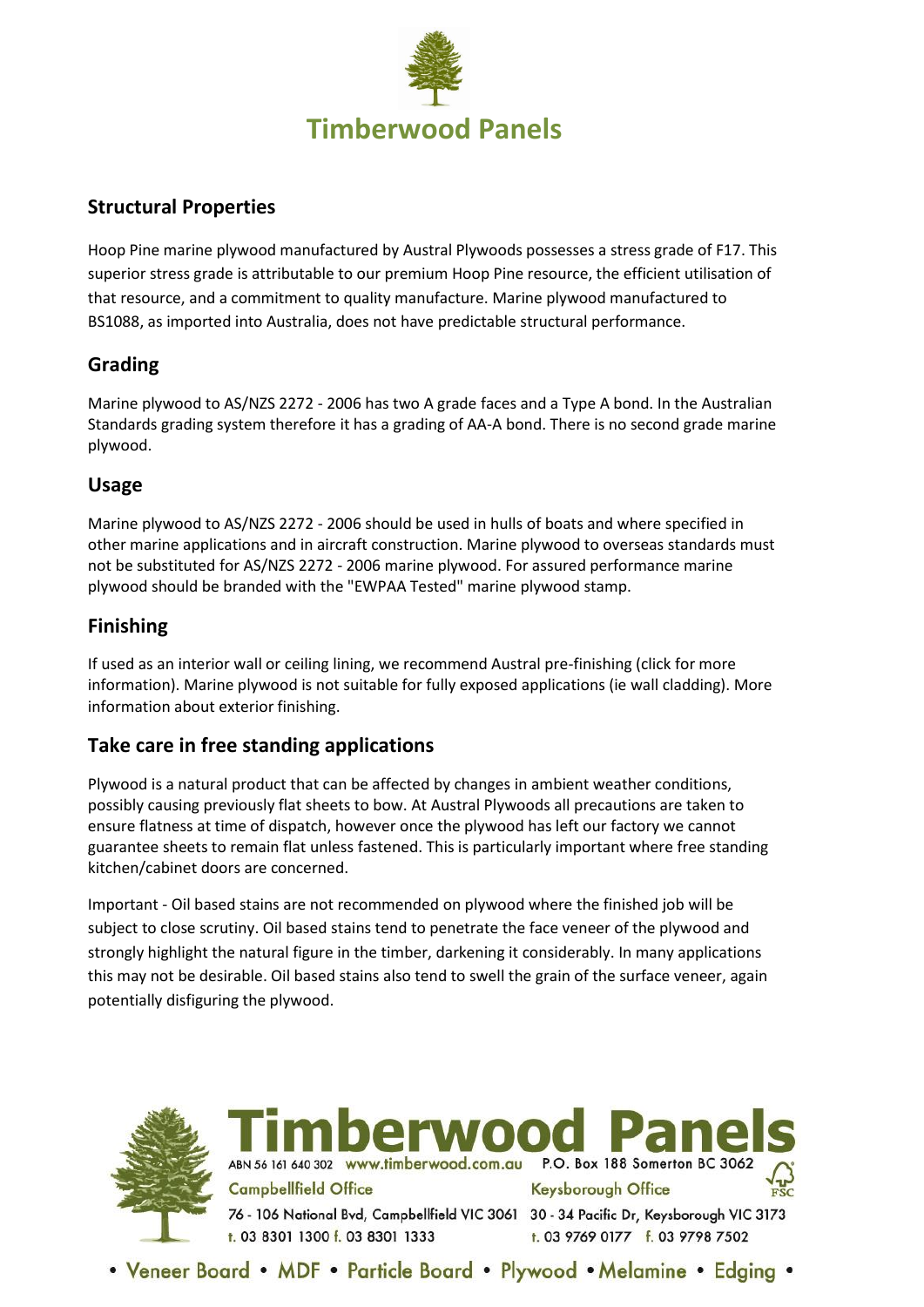# Timberwood Panels

## Structural Properties

Hoop Pine marine plywood manufactured by Austral Plywoods possesses a stress grade of F17. This superior stress grade is attributable to our premium Hoop Pine resource, the efficient utilisation of that resource, and a commitment to quality manufacture. Marine plywood manufactured to BS1088, as imported into Australia, does not have predictable structural performance.

## Grading

Marine plywood to AS/NZS 2272 - 2006 has two A grade faces and a Type A bond. In the Australian Standards grading system therefore it has a grading of AA-A bond. There is no second grade marine plywood.

## Usage

Marine plywood to AS/NZS 2272 - 2006 should be used in hulls of boats and where specified in other marine applications and in aircraft construction. Marine plywood to overseas standards must not be substituted for AS/NZS 2272 - 2006 marine plywood. For assured performance marine plywood should be branded with the "EWPAA Tested" marine plywood stamp.

## Finishing

If used as an interior wall or ceiling lining, we recommend Austral pre-finishing (click for more information). Marine plywood is not suitable for fully exposed applications (ie wall cladding). More information about exterior finishing.

## Take care in free standing applications

Plywood is a natural product that can be affected by changes in ambient weather conditions, possibly causing previously flat sheets to bow. At Austral Plywoods all precautions are taken to ensure flatness at time of dispatch, however once the plywood has left our factory we cannot guarantee sheets to remain flat unless fastened. This is particularly important where free standing kitchen/cabinet doors are concerned.

Important - Oil based stains are not recommended on plywood where the finished job will be subject to close scrutiny. Oil based stains tend to penetrate the face veneer of the plywood and strongly highlight the natural figure in the timber, darkening it considerably. In many applications this may not be desirable. Oil based stains also tend to swell the grain of the surface veneer, again potentially disfiguring the plywood.

**Timberwood Panels**

ABN 56 161 640 302 www.timberwood.com.au P.O. Box 188 Somerton BC 3062

Campbellfield Office
76 - 106 National Bvd, Campbellfield VIC 3061
t. 03 8301 1300 f. 03 8301 1333

Keysborough Office
30 - 34 Pacific Dr, Keysborough VIC 3173
t. 03 9769 0177 f. 03 9798 7502

• Veneer Board • MDF • Particle Board • Plywood • Melamine • Edging •